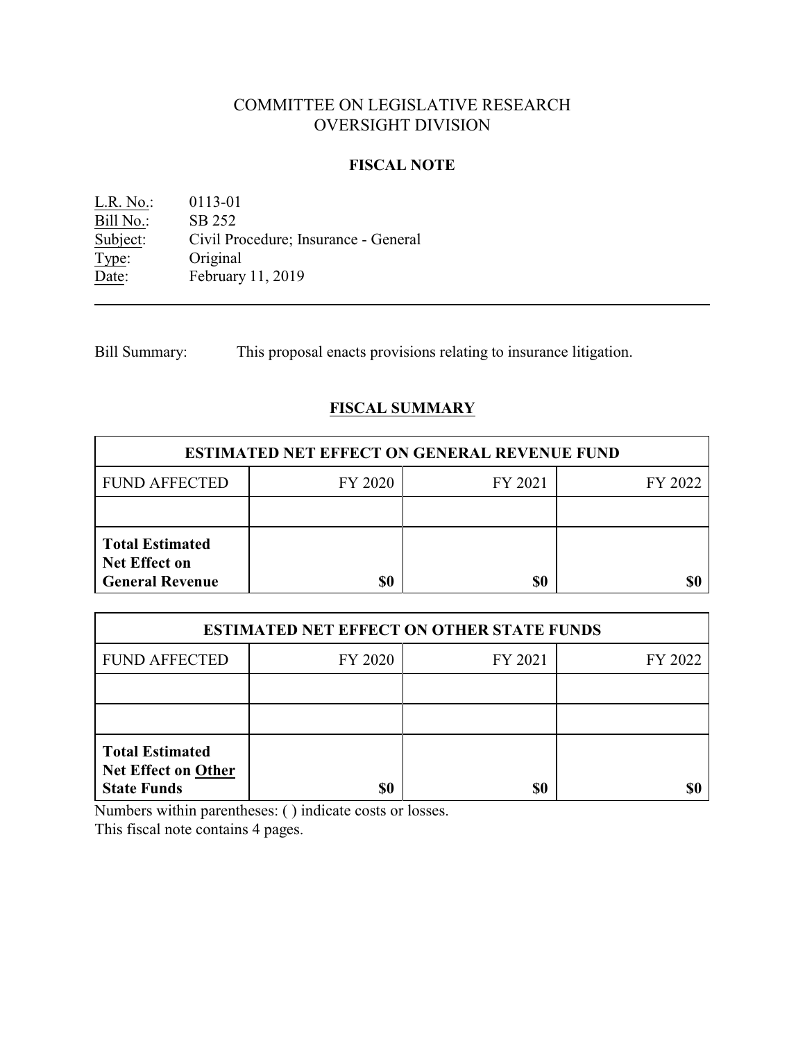# COMMITTEE ON LEGISLATIVE RESEARCH
# OVERSIGHT DIVISION

## FISCAL NOTE

L.R. No.: 0113-01
Bill No.: SB 252
Subject: Civil Procedure; Insurance - General
Type: Original
Date: February 11, 2019

---

Bill Summary: This proposal enacts provisions relating to insurance litigation.

## FISCAL SUMMARY

| ESTIMATED NET EFFECT ON GENERAL REVENUE FUND | | | |
|---|---|---|---|
| FUND AFFECTED | FY 2020 | FY 2021 | FY 2022 |
| | | | |
| **Total Estimated Net Effect on General Revenue** | **$0** | **$0** | **$0** |

| ESTIMATED NET EFFECT ON OTHER STATE FUNDS | | | |
|---|---|---|---|
| FUND AFFECTED | FY 2020 | FY 2021 | FY 2022 |
| | | | |
| | | | |
| **Total Estimated Net Effect on Other State Funds** | **$0** | **$0** | **$0** |

Numbers within parentheses: ( ) indicate costs or losses.
This fiscal note contains 4 pages.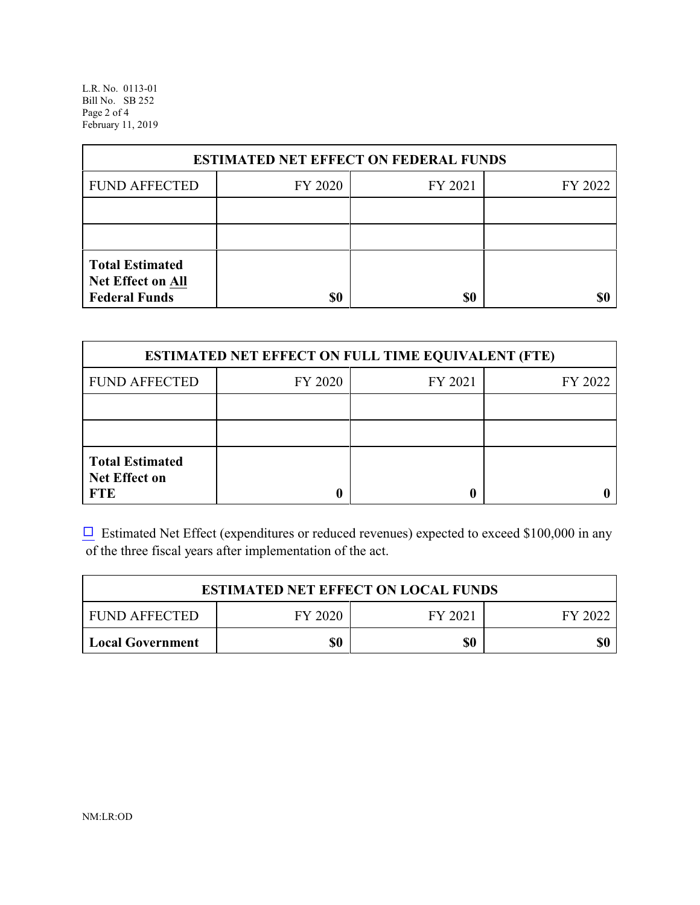| ESTIMATED NET EFFECT ON FEDERAL FUNDS | | | |
|---|---|---|---|
| FUND AFFECTED | FY 2020 | FY 2021 | FY 2022 |
| | | | |
| | | | |
| **Total Estimated Net Effect on All Federal Funds** | **$0** | **$0** | **$0** |

| ESTIMATED NET EFFECT ON FULL TIME EQUIVALENT (FTE) | | | |
|---|---|---|---|
| FUND AFFECTED | FY 2020 | FY 2021 | FY 2022 |
| | | | |
| | | | |
| **Total Estimated Net Effect on FTE** | **0** | **0** | **0** |

☐ Estimated Net Effect (expenditures or reduced revenues) expected to exceed $100,000 in any of the three fiscal years after implementation of the act.

| ESTIMATED NET EFFECT ON LOCAL FUNDS | | | |
|---|---|---|---|
| FUND AFFECTED | FY 2020 | FY 2021 | FY 2022 |
| **Local Government** | **$0** | **$0** | **$0** |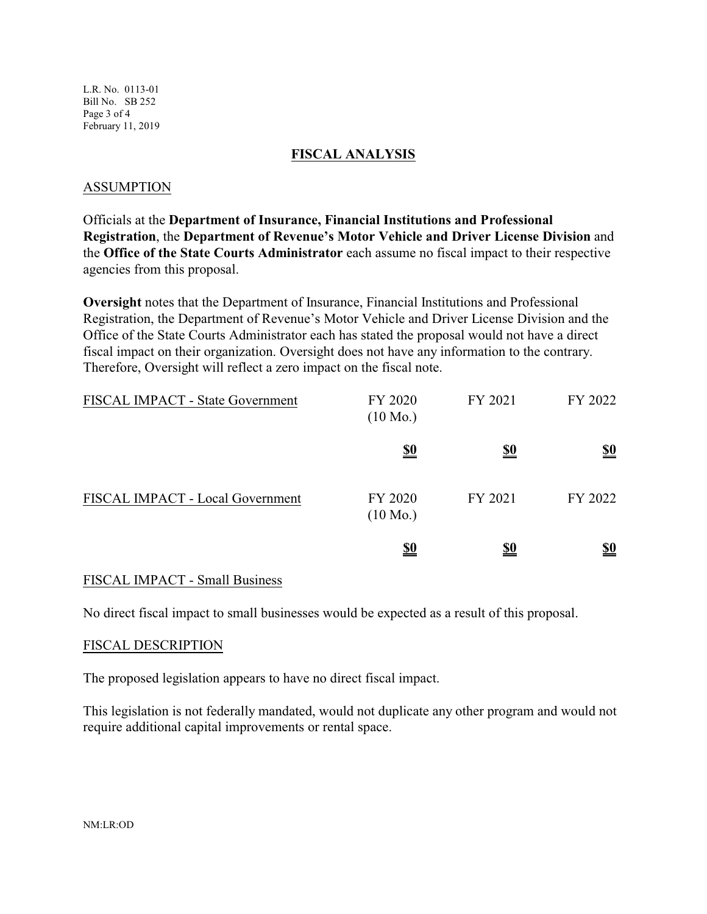## FISCAL ANALYSIS

### ASSUMPTION

Officials at the **Department of Insurance, Financial Institutions and Professional Registration**, the **Department of Revenue's Motor Vehicle and Driver License Division** and the **Office of the State Courts Administrator** each assume no fiscal impact to their respective agencies from this proposal.

**Oversight** notes that the Department of Insurance, Financial Institutions and Professional Registration, the Department of Revenue's Motor Vehicle and Driver License Division and the Office of the State Courts Administrator each has stated the proposal would not have a direct fiscal impact on their organization. Oversight does not have any information to the contrary. Therefore, Oversight will reflect a zero impact on the fiscal note.

| FISCAL IMPACT - State Government | FY 2020 (10 Mo.) | FY 2021 | FY 2022 |
|---|---|---|---|
| | **$0** | **$0** | **$0** |

| FISCAL IMPACT - Local Government | FY 2020 (10 Mo.) | FY 2021 | FY 2022 |
|---|---|---|---|
| | **$0** | **$0** | **$0** |

### FISCAL IMPACT - Small Business

No direct fiscal impact to small businesses would be expected as a result of this proposal.

### FISCAL DESCRIPTION

The proposed legislation appears to have no direct fiscal impact.

This legislation is not federally mandated, would not duplicate any other program and would not require additional capital improvements or rental space.

NM:LR:OD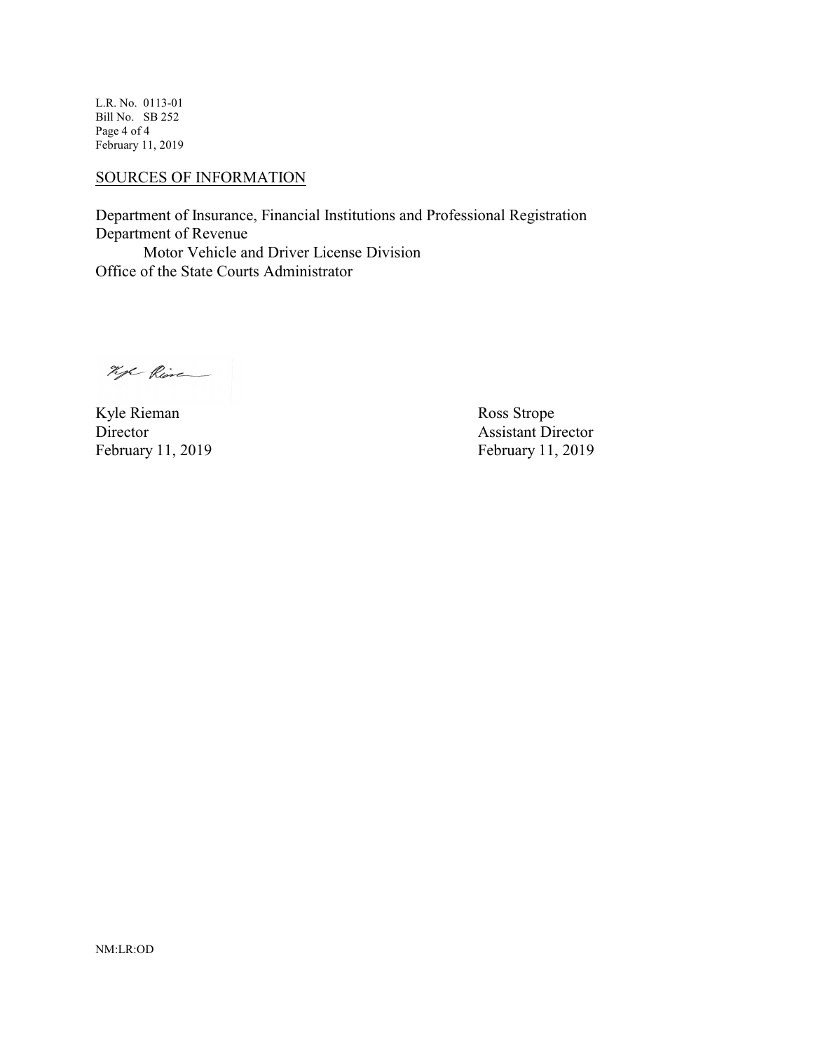## SOURCES OF INFORMATION

Department of Insurance, Financial Institutions and Professional Registration
Department of Revenue
    Motor Vehicle and Driver License Division
Office of the State Courts Administrator

| | |
|---|---|
| Kyle Rieman | Ross Strope |
| Director | Assistant Director |
| February 11, 2019 | February 11, 2019 |

NM:LR:OD